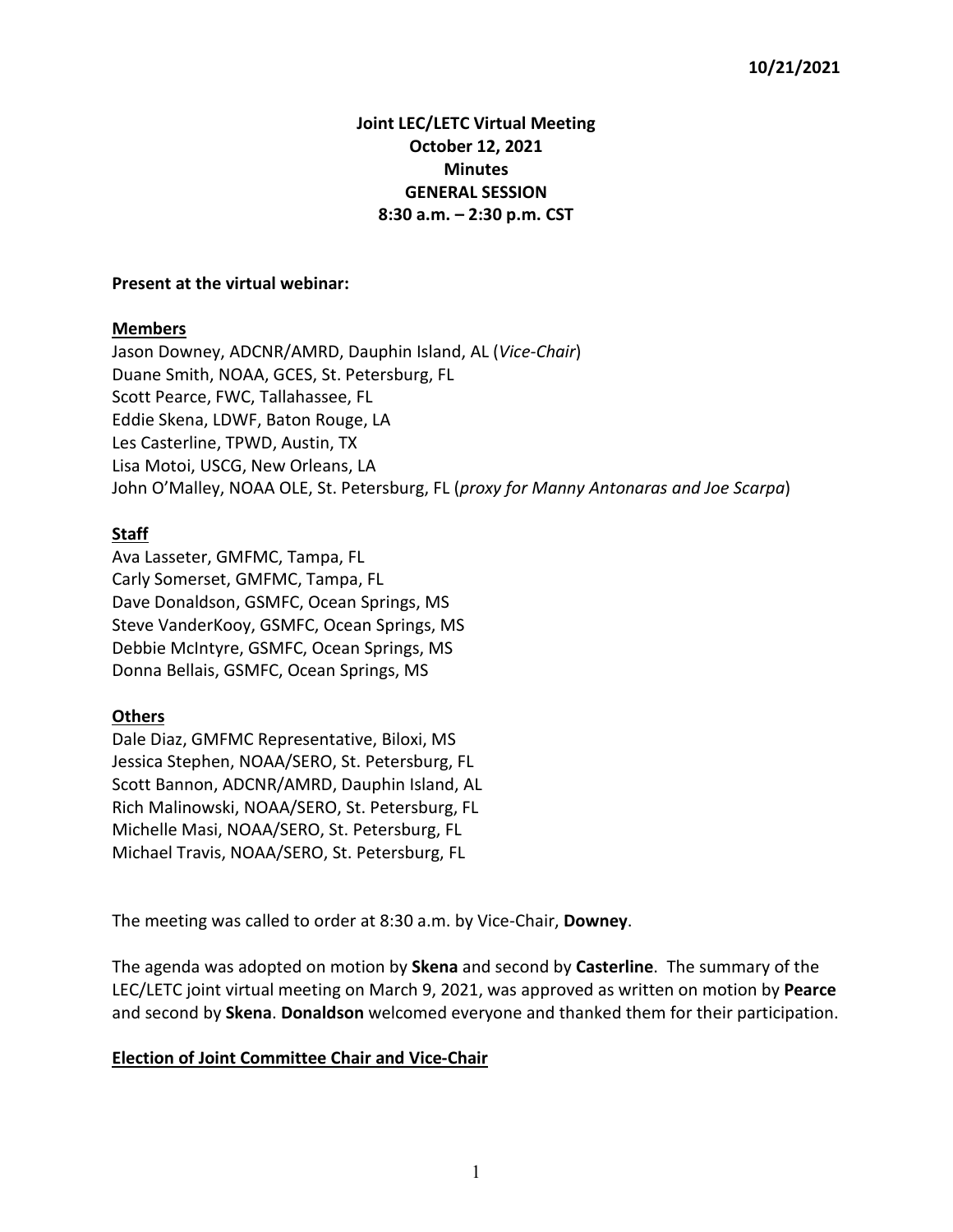10/21/2021

**Joint LEC/LETC Virtual Meeting**
**October 12, 2021**
**Minutes**
**GENERAL SESSION**
**8:30 a.m. – 2:30 p.m. CST**

**Present at the virtual webinar:**

**Members**

Jason Downey, ADCNR/AMRD, Dauphin Island, AL (*Vice-Chair*)
Duane Smith, NOAA, GCES, St. Petersburg, FL
Scott Pearce, FWC, Tallahassee, FL
Eddie Skena, LDWF, Baton Rouge, LA
Les Casterline, TPWD, Austin, TX
Lisa Motoi, USCG, New Orleans, LA
John O'Malley, NOAA OLE, St. Petersburg, FL (*proxy for Manny Antonaras and Joe Scarpa*)

**Staff**

Ava Lasseter, GMFMC, Tampa, FL
Carly Somerset, GMFMC, Tampa, FL
Dave Donaldson, GSMFC, Ocean Springs, MS
Steve VanderKooy, GSMFC, Ocean Springs, MS
Debbie McIntyre, GSMFC, Ocean Springs, MS
Donna Bellais, GSMFC, Ocean Springs, MS

**Others**

Dale Diaz, GMFMC Representative, Biloxi, MS
Jessica Stephen, NOAA/SERO, St. Petersburg, FL
Scott Bannon, ADCNR/AMRD, Dauphin Island, AL
Rich Malinowski, NOAA/SERO, St. Petersburg, FL
Michelle Masi, NOAA/SERO, St. Petersburg, FL
Michael Travis, NOAA/SERO, St. Petersburg, FL

The meeting was called to order at 8:30 a.m. by Vice-Chair, **Downey**.

The agenda was adopted on motion by **Skena** and second by **Casterline**. The summary of the LEC/LETC joint virtual meeting on March 9, 2021, was approved as written on motion by **Pearce** and second by **Skena**. **Donaldson** welcomed everyone and thanked them for their participation.

**Election of Joint Committee Chair and Vice-Chair**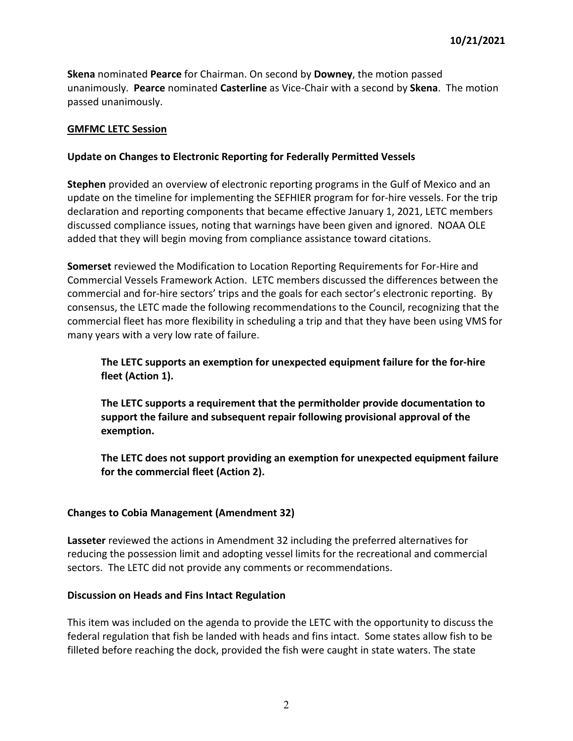**Skena** nominated **Pearce** for Chairman. On second by **Downey**, the motion passed unanimously. **Pearce** nominated **Casterline** as Vice-Chair with a second by **Skena**. The motion passed unanimously.

## GMFMC LETC Session

### Update on Changes to Electronic Reporting for Federally Permitted Vessels

**Stephen** provided an overview of electronic reporting programs in the Gulf of Mexico and an update on the timeline for implementing the SEFHIER program for for-hire vessels. For the trip declaration and reporting components that became effective January 1, 2021, LETC members discussed compliance issues, noting that warnings have been given and ignored. NOAA OLE added that they will begin moving from compliance assistance toward citations.

**Somerset** reviewed the Modification to Location Reporting Requirements for For-Hire and Commercial Vessels Framework Action. LETC members discussed the differences between the commercial and for-hire sectors' trips and the goals for each sector's electronic reporting. By consensus, the LETC made the following recommendations to the Council, recognizing that the commercial fleet has more flexibility in scheduling a trip and that they have been using VMS for many years with a very low rate of failure.

> **The LETC supports an exemption for unexpected equipment failure for the for-hire fleet (Action 1).**
>
> **The LETC supports a requirement that the permitholder provide documentation to support the failure and subsequent repair following provisional approval of the exemption.**
>
> **The LETC does not support providing an exemption for unexpected equipment failure for the commercial fleet (Action 2).**

### Changes to Cobia Management (Amendment 32)

**Lasseter** reviewed the actions in Amendment 32 including the preferred alternatives for reducing the possession limit and adopting vessel limits for the recreational and commercial sectors. The LETC did not provide any comments or recommendations.

### Discussion on Heads and Fins Intact Regulation

This item was included on the agenda to provide the LETC with the opportunity to discuss the federal regulation that fish be landed with heads and fins intact. Some states allow fish to be filleted before reaching the dock, provided the fish were caught in state waters. The state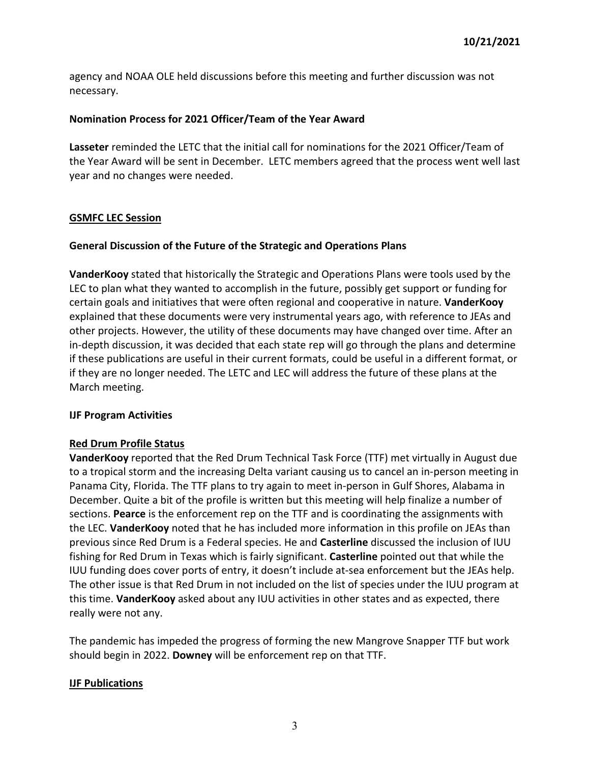agency and NOAA OLE held discussions before this meeting and further discussion was not necessary.

**Nomination Process for 2021 Officer/Team of the Year Award**

**Lasseter** reminded the LETC that the initial call for nominations for the 2021 Officer/Team of the Year Award will be sent in December. LETC members agreed that the process went well last year and no changes were needed.

## GSMFC LEC Session

**General Discussion of the Future of the Strategic and Operations Plans**

**VanderKooy** stated that historically the Strategic and Operations Plans were tools used by the LEC to plan what they wanted to accomplish in the future, possibly get support or funding for certain goals and initiatives that were often regional and cooperative in nature. **VanderKooy** explained that these documents were very instrumental years ago, with reference to JEAs and other projects. However, the utility of these documents may have changed over time. After an in-depth discussion, it was decided that each state rep will go through the plans and determine if these publications are useful in their current formats, could be useful in a different format, or if they are no longer needed. The LETC and LEC will address the future of these plans at the March meeting.

**IJF Program Activities**

**Red Drum Profile Status**

**VanderKooy** reported that the Red Drum Technical Task Force (TTF) met virtually in August due to a tropical storm and the increasing Delta variant causing us to cancel an in-person meeting in Panama City, Florida. The TTF plans to try again to meet in-person in Gulf Shores, Alabama in December. Quite a bit of the profile is written but this meeting will help finalize a number of sections. **Pearce** is the enforcement rep on the TTF and is coordinating the assignments with the LEC. **VanderKooy** noted that he has included more information in this profile on JEAs than previous since Red Drum is a Federal species. He and **Casterline** discussed the inclusion of IUU fishing for Red Drum in Texas which is fairly significant. **Casterline** pointed out that while the IUU funding does cover ports of entry, it doesn't include at-sea enforcement but the JEAs help. The other issue is that Red Drum in not included on the list of species under the IUU program at this time. **VanderKooy** asked about any IUU activities in other states and as expected, there really were not any.

The pandemic has impeded the progress of forming the new Mangrove Snapper TTF but work should begin in 2022. **Downey** will be enforcement rep on that TTF.

**IJF Publications**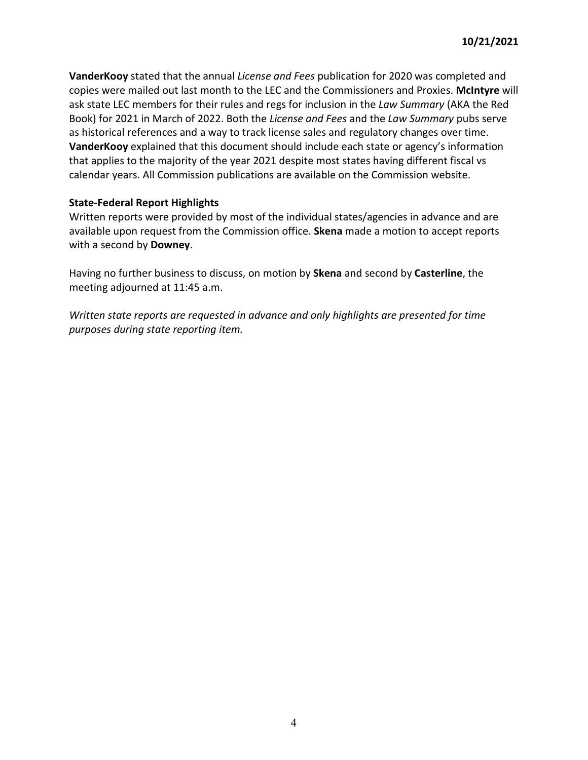**VanderKooy** stated that the annual *License and Fees* publication for 2020 was completed and copies were mailed out last month to the LEC and the Commissioners and Proxies. **McIntyre** will ask state LEC members for their rules and regs for inclusion in the *Law Summary* (AKA the Red Book) for 2021 in March of 2022. Both the *License and Fees* and the *Law Summary* pubs serve as historical references and a way to track license sales and regulatory changes over time. **VanderKooy** explained that this document should include each state or agency's information that applies to the majority of the year 2021 despite most states having different fiscal vs calendar years. All Commission publications are available on the Commission website.

**State-Federal Report Highlights**

Written reports were provided by most of the individual states/agencies in advance and are available upon request from the Commission office. **Skena** made a motion to accept reports with a second by **Downey**.

Having no further business to discuss, on motion by **Skena** and second by **Casterline**, the meeting adjourned at 11:45 a.m.

*Written state reports are requested in advance and only highlights are presented for time purposes during state reporting item.*